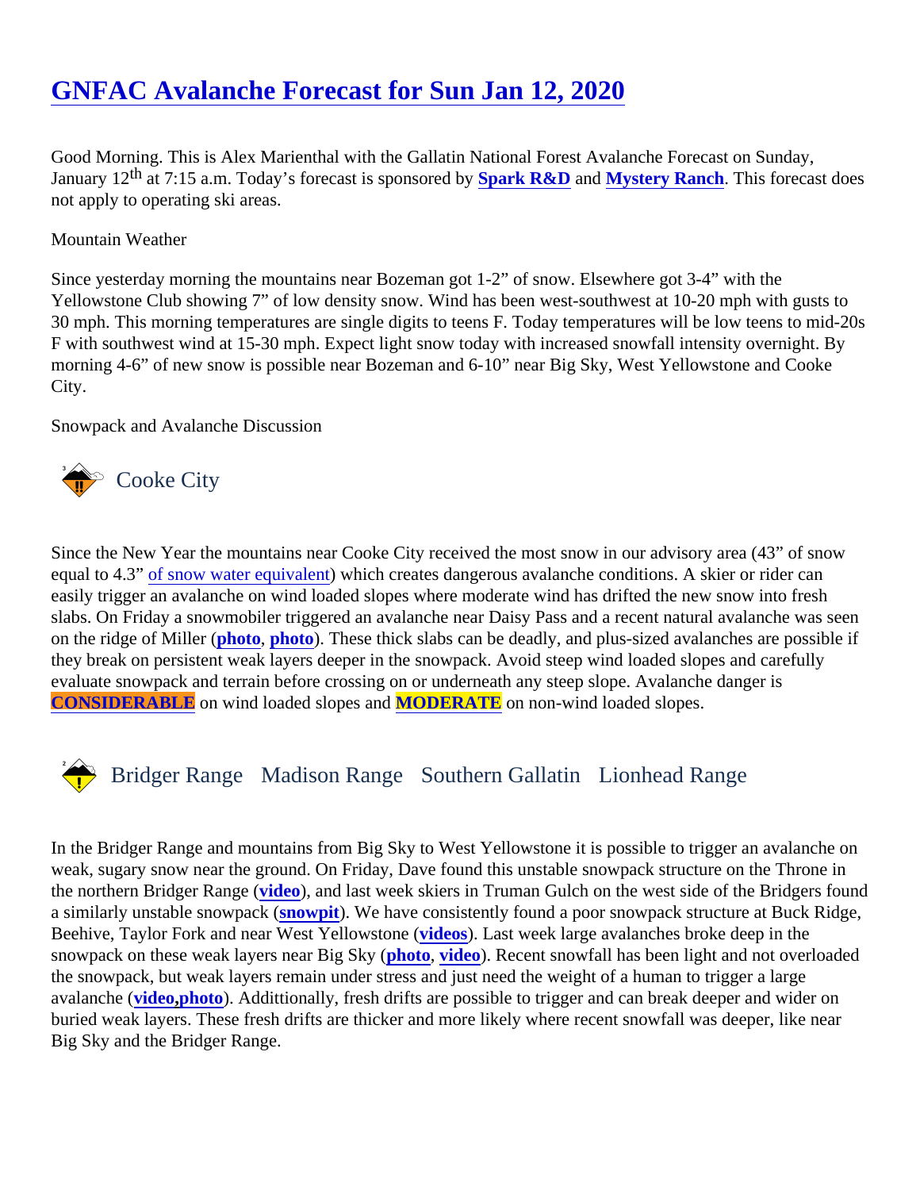# GNFAC Avalanche Forecast for Sun Jan 12, 2020

Good Morning. This is Alex Marienthal with the Gallatin National Forest Avalanche Forecast on Sunday, January 12th at 7:15 a.m. Today's forecast is sponsored by Spark R&D and Mystery Ranch. This forecast does not apply to operating ski areas.

Mountain Weather

Since yesterday morning the mountains near Bozeman got 1-2" of snow. Elsewhere got 3-4" with the Yellowstone Club showing 7" of low density snow. Wind has been west-southwest at 10-20 mph with gusts to 30 mph. This morning temperatures are single digits to teens F. Today temperatures will be low teens to mid-20s F with southwest wind at 15-30 mph. Expect light snow today with increased snowfall intensity overnight. By morning 4-6" of new snow is possible near Bozeman and 6-10" near Big Sky, West Yellowstone and Cooke City.

Snowpack and Avalanche Discussion

## Cooke City

Since the New Year the mountains near Cooke City received the most snow in our advisory area (43" of snow equal to 4.3" of snow water equivalent) which creates dangerous avalanche conditions. A skier or rider can easily trigger an avalanche on wind loaded slopes where moderate wind has drifted the new snow into fresh slabs. On Friday a snowmobiler triggered an avalanche near Daisy Pass and a recent natural avalanche was seen on the ridge of Miller (photo, photo). These thick slabs can be deadly, and plus-sized avalanches are possible if they break on persistent weak layers deeper in the snowpack. Avoid steep wind loaded slopes and carefully evaluate snowpack and terrain before crossing on or underneath any steep slope. Avalanche danger is **CONSIDERABLE** on wind loaded slopes and **MODERATE** on non-wind loaded slopes.

## Bridger Range Madison Range Southern Gallatin Lionhead Range

In the Bridger Range and mountains from Big Sky to West Yellowstone it is possible to trigger an avalanche on weak, sugary snow near the ground. On Friday, Dave found this unstable snowpack structure on the Throne in the northern Bridger Range (video), and last week skiers in Truman Gulch on the west side of the Bridgers found a similarly unstable snowpack (snowpit). We have consistently found a poor snowpack structure at Buck Ridge, Beehive, Taylor Fork and near West Yellowstone (videos). Last week large avalanches broke deep in the snowpack on these weak layers near Big Sky (photo, video). Recent snowfall has been light and not overloaded the snowpack, but weak layers remain under stress and just need the weight of a human to trigger a large avalanche (video,photo). Addittionally, fresh drifts are possible to trigger and can break deeper and wider on buried weak layers. These fresh drifts are thicker and more likely where recent snowfall was deeper, like near Big Sky and the Bridger Range.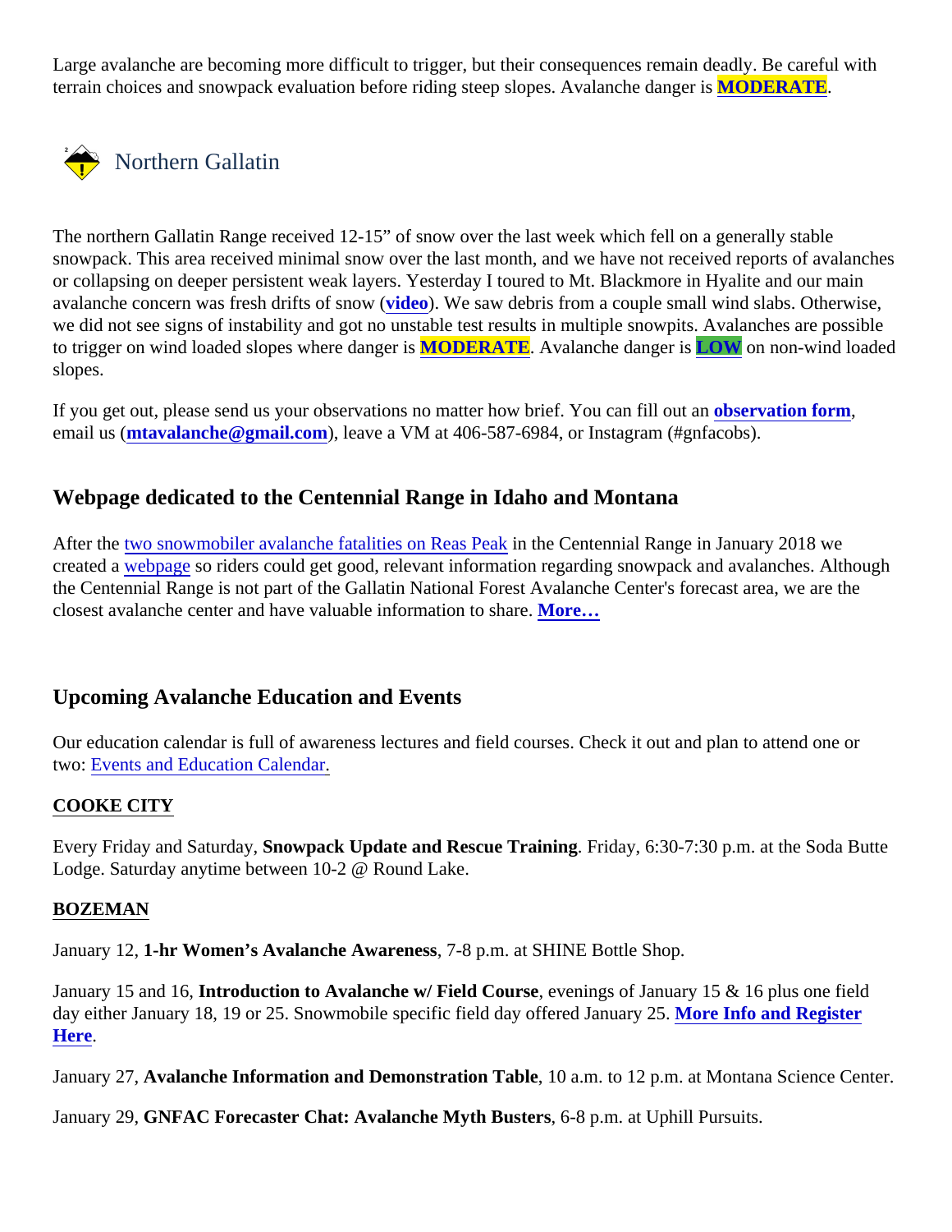Large avalanche are becoming more difficult to trigger, but their consequences remain deadly. Be careful with terrain choices and snowpack evaluation before riding steep slopes. Avalanche danger is **MODERATE**.

## Northern Gallatin

The northern Gallatin Range received 12-15" of snow over the last week which fell on a generally stable snowpack. This area received minimal snow over the last month, and we have not received reports of avalanches or collapsing on deeper persistent weak layers. Yesterday I toured to Mt. Blackmore in Hyalite and our main avalanche concern was fresh drifts of snow (**video**). We saw debris from a couple small wind slabs. Otherwise, we did not see signs of instability and got no unstable test results in multiple snowpits. Avalanches are possible to trigger on wind loaded slopes where danger is **MODERATE**. Avalanche danger is **LOW** on non-wind loaded slopes.

If you get out, please send us your observations no matter how brief. You can fill out an **observation form**, email us (**mtavalanche@gmail.com**), leave a VM at 406-587-6984, or Instagram (#gnfacobs).

## Webpage dedicated to the Centennial Range in Idaho and Montana

After the two snowmobiler avalanche fatalities on Reas Peak in the Centennial Range in January 2018 we created a webpage so riders could get good, relevant information regarding snowpack and avalanches. Although the Centennial Range is not part of the Gallatin National Forest Avalanche Center's forecast area, we are the closest avalanche center and have valuable information to share. **More…**

## Upcoming Avalanche Education and Events

Our education calendar is full of awareness lectures and field courses. Check it out and plan to attend one or two: Events and Education Calendar.

**COOKE CITY**

Every Friday and Saturday, **Snowpack Update and Rescue Training**. Friday, 6:30-7:30 p.m. at the Soda Butte Lodge. Saturday anytime between 10-2 @ Round Lake.

**BOZEMAN**

January 12, **1-hr Women's Avalanche Awareness**, 7-8 p.m. at SHINE Bottle Shop.

January 15 and 16, **Introduction to Avalanche w/ Field Course**, evenings of January 15 & 16 plus one field day either January 18, 19 or 25. Snowmobile specific field day offered January 25. **More Info and Register Here**.

January 27, **Avalanche Information and Demonstration Table**, 10 a.m. to 12 p.m. at Montana Science Center.

January 29, **GNFAC Forecaster Chat: Avalanche Myth Busters**, 6-8 p.m. at Uphill Pursuits.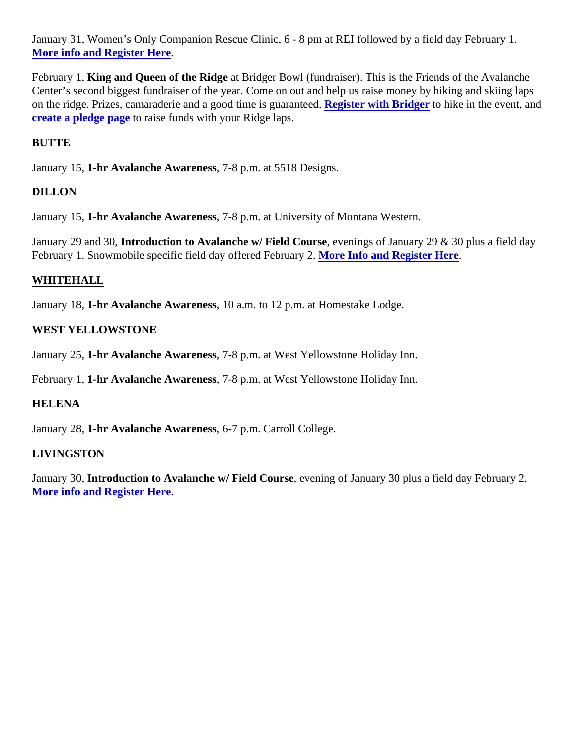January 31, Women's Only Companion Rescue Clinic, 6 - 8 pm at REI followed by a field day February 1. **More info and Register Here**.

February 1, **King and Queen of the Ridge** at Bridger Bowl (fundraiser). This is the Friends of the Avalanche Center's second biggest fundraiser of the year. Come on out and help us raise money by hiking and skiing laps on the ridge. Prizes, camaraderie and a good time is guaranteed. **Register with Bridger** to hike in the event, and **create a pledge page** to raise funds with your Ridge laps.

## BUTTE

January 15, **1-hr Avalanche Awareness**, 7-8 p.m. at 5518 Designs.

## DILLON

January 15, **1-hr Avalanche Awareness**, 7-8 p.m. at University of Montana Western.

January 29 and 30, **Introduction to Avalanche w/ Field Course**, evenings of January 29 & 30 plus a field day February 1. Snowmobile specific field day offered February 2. **More Info and Register Here**.

## WHITEHALL

January 18, **1-hr Avalanche Awareness**, 10 a.m. to 12 p.m. at Homestake Lodge.

## WEST YELLOWSTONE

January 25, **1-hr Avalanche Awareness**, 7-8 p.m. at West Yellowstone Holiday Inn.

February 1, **1-hr Avalanche Awareness**, 7-8 p.m. at West Yellowstone Holiday Inn.

## HELENA

January 28, **1-hr Avalanche Awareness**, 6-7 p.m. Carroll College.

## LIVINGSTON

January 30, **Introduction to Avalanche w/ Field Course**, evening of January 30 plus a field day February 2. **More info and Register Here**.